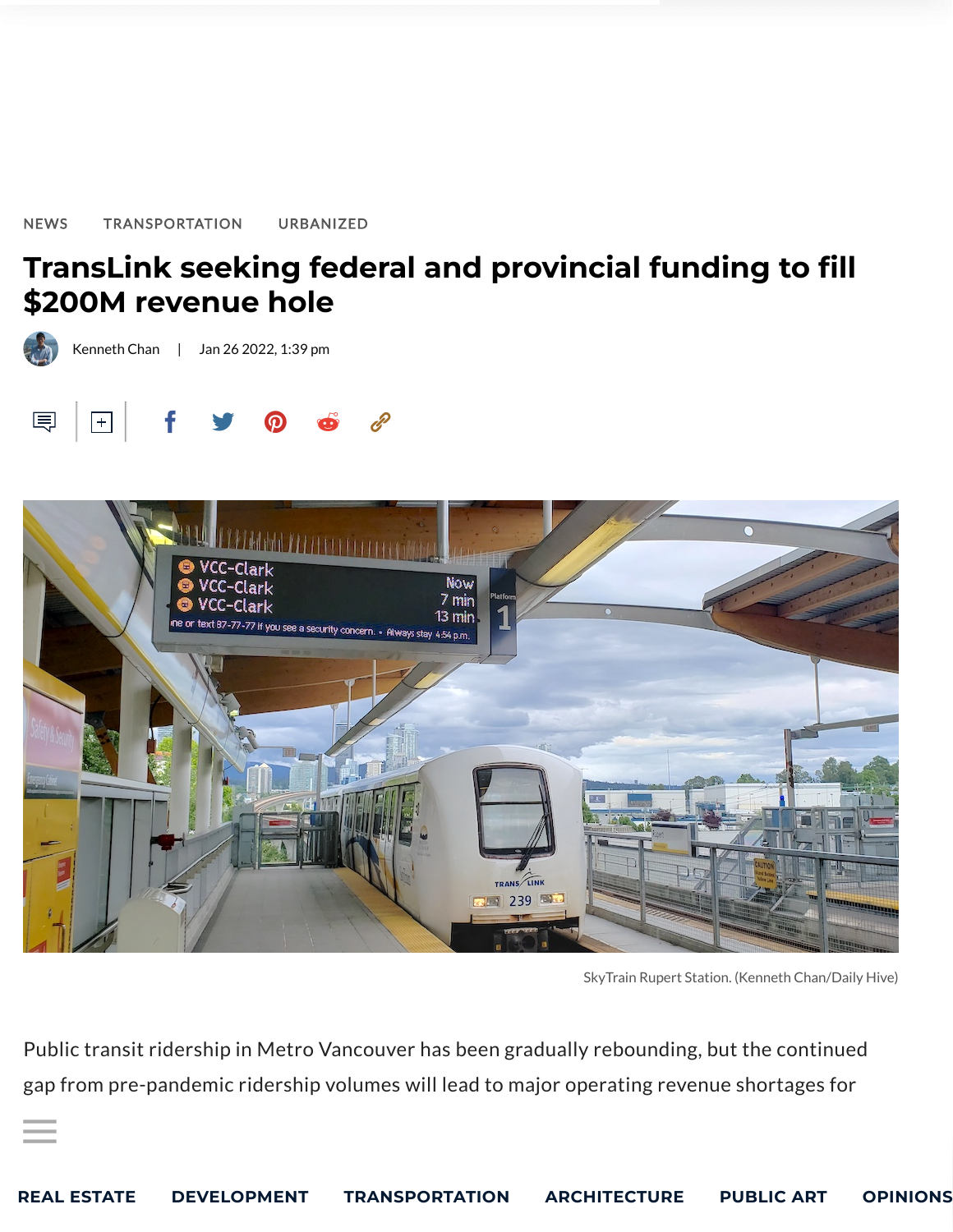NEWS TRANSPORTATION URBANIZED

# TransLink seeking federal and provincial funding to fill $200M revenue hole

Kenneth Chan | Jan 26 2022, 1:39 pm

SkyTrain Rupert Station. (Kenneth Chan/Daily Hive)

Public transit ridership in Metro Vancouver has been gradually rebounding, but the continued gap from pre-pandemic ridership volumes will lead to major operating revenue shortages for

REAL ESTATE DEVELOPMENT TRANSPORTATION ARCHITECTURE PUBLIC ART OPINIONS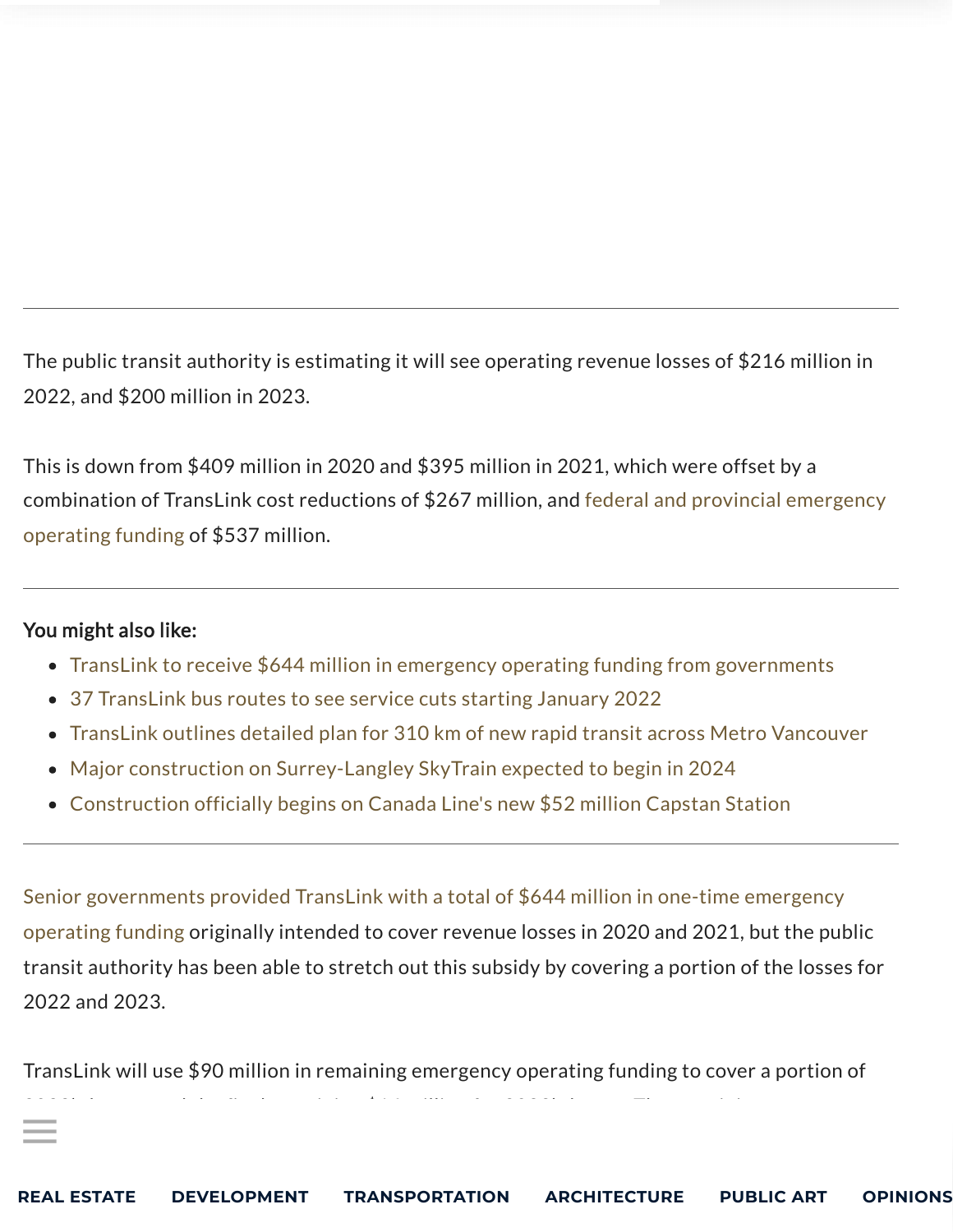The public transit authority is estimating it will see operating revenue losses of $216 million in 2022, and $200 million in 2023.

This is down from $409 million in 2020 and $395 million in 2021, which were offset by a combination of TransLink cost reductions of $267 million, and federal and provincial emergency operating funding of $537 million.

---

**You might also like:**

- TransLink to receive $644 million in emergency operating funding from governments
- 37 TransLink bus routes to see service cuts starting January 2022
- TransLink outlines detailed plan for 310 km of new rapid transit across Metro Vancouver
- Major construction on Surrey-Langley SkyTrain expected to begin in 2024
- Construction officially begins on Canada Line's new $52 million Capstan Station

---

Senior governments provided TransLink with a total of $644 million in one-time emergency operating funding originally intended to cover revenue losses in 2020 and 2021, but the public transit authority has been able to stretch out this subsidy by covering a portion of the losses for 2022 and 2023.

TransLink will use $90 million in remaining emergency operating funding to cover a portion of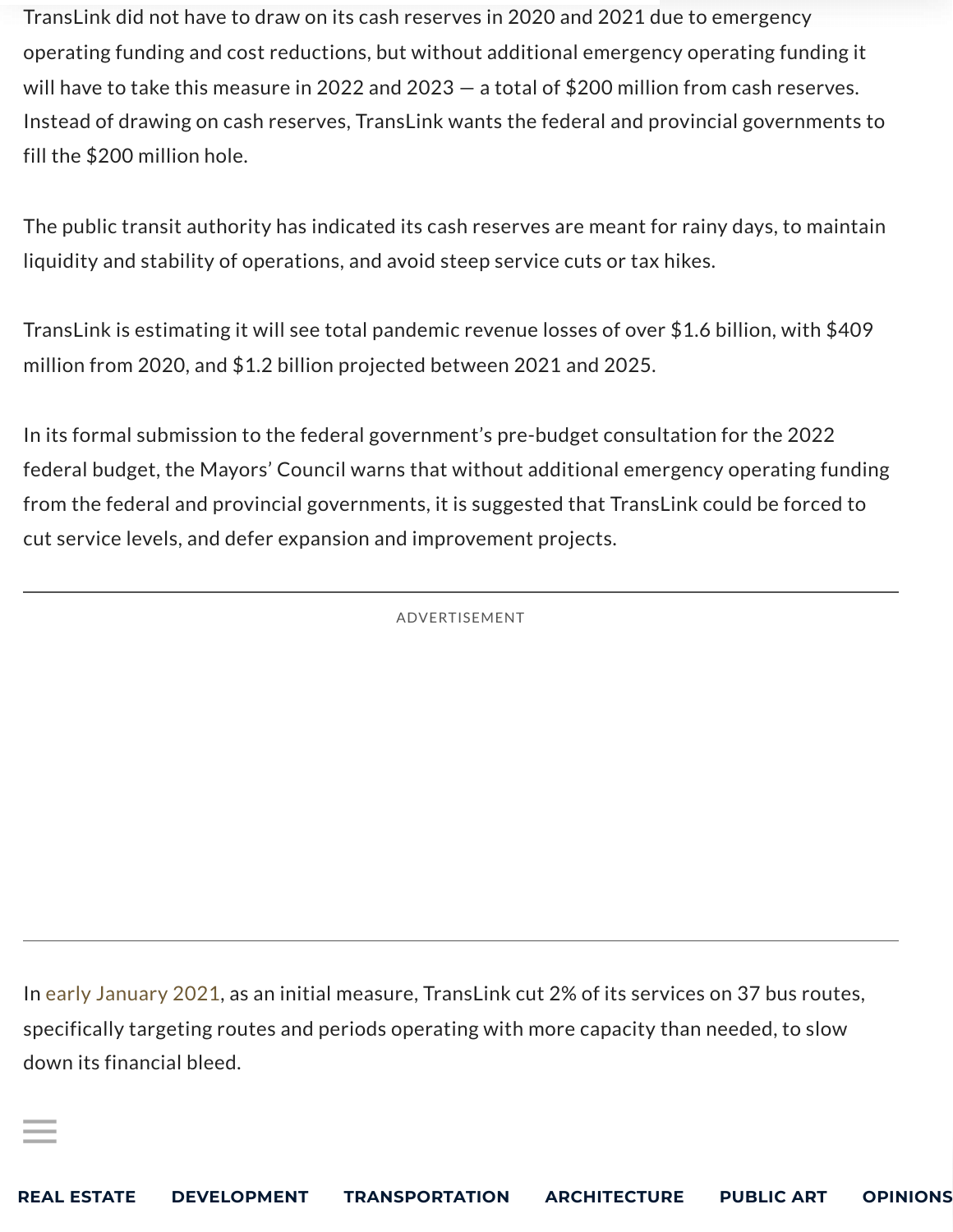TransLink did not have to draw on its cash reserves in 2020 and 2021 due to emergency operating funding and cost reductions, but without additional emergency operating funding it will have to take this measure in 2022 and 2023 — a total of $200 million from cash reserves. Instead of drawing on cash reserves, TransLink wants the federal and provincial governments to fill the $200 million hole.

The public transit authority has indicated its cash reserves are meant for rainy days, to maintain liquidity and stability of operations, and avoid steep service cuts or tax hikes.

TransLink is estimating it will see total pandemic revenue losses of over $1.6 billion, with $409 million from 2020, and $1.2 billion projected between 2021 and 2025.

In its formal submission to the federal government's pre-budget consultation for the 2022 federal budget, the Mayors' Council warns that without additional emergency operating funding from the federal and provincial governments, it is suggested that TransLink could be forced to cut service levels, and defer expansion and improvement projects.

In early January 2021, as an initial measure, TransLink cut 2% of its services on 37 bus routes, specifically targeting routes and periods operating with more capacity than needed, to slow down its financial bleed.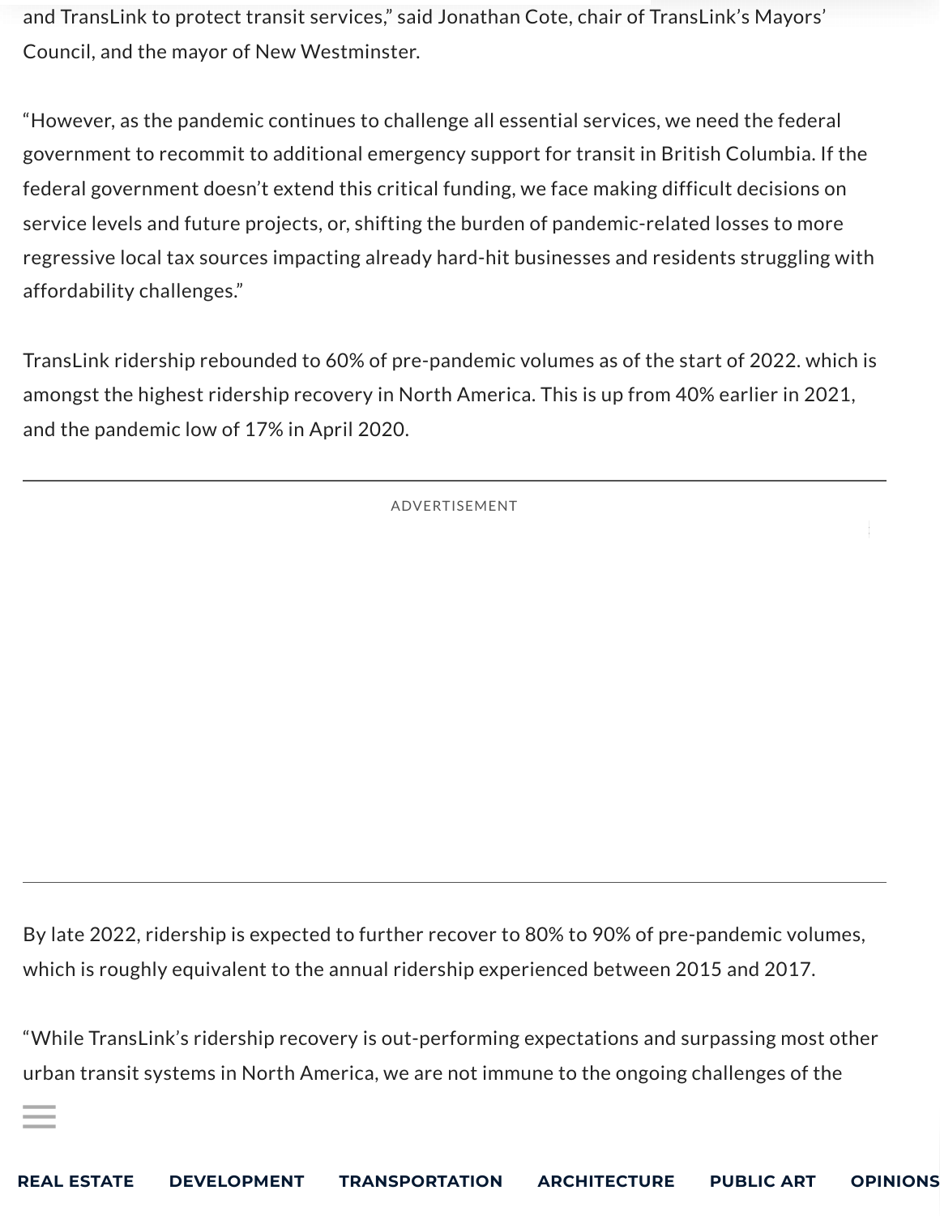and TransLink to protect transit services," said Jonathan Cote, chair of TransLink's Mayors' Council, and the mayor of New Westminster.

"However, as the pandemic continues to challenge all essential services, we need the federal government to recommit to additional emergency support for transit in British Columbia. If the federal government doesn't extend this critical funding, we face making difficult decisions on service levels and future projects, or, shifting the burden of pandemic-related losses to more regressive local tax sources impacting already hard-hit businesses and residents struggling with affordability challenges."

TransLink ridership rebounded to 60% of pre-pandemic volumes as of the start of 2022. which is amongst the highest ridership recovery in North America. This is up from 40% earlier in 2021, and the pandemic low of 17% in April 2020.

By late 2022, ridership is expected to further recover to 80% to 90% of pre-pandemic volumes, which is roughly equivalent to the annual ridership experienced between 2015 and 2017.

"While TransLink's ridership recovery is out-performing expectations and surpassing most other urban transit systems in North America, we are not immune to the ongoing challenges of the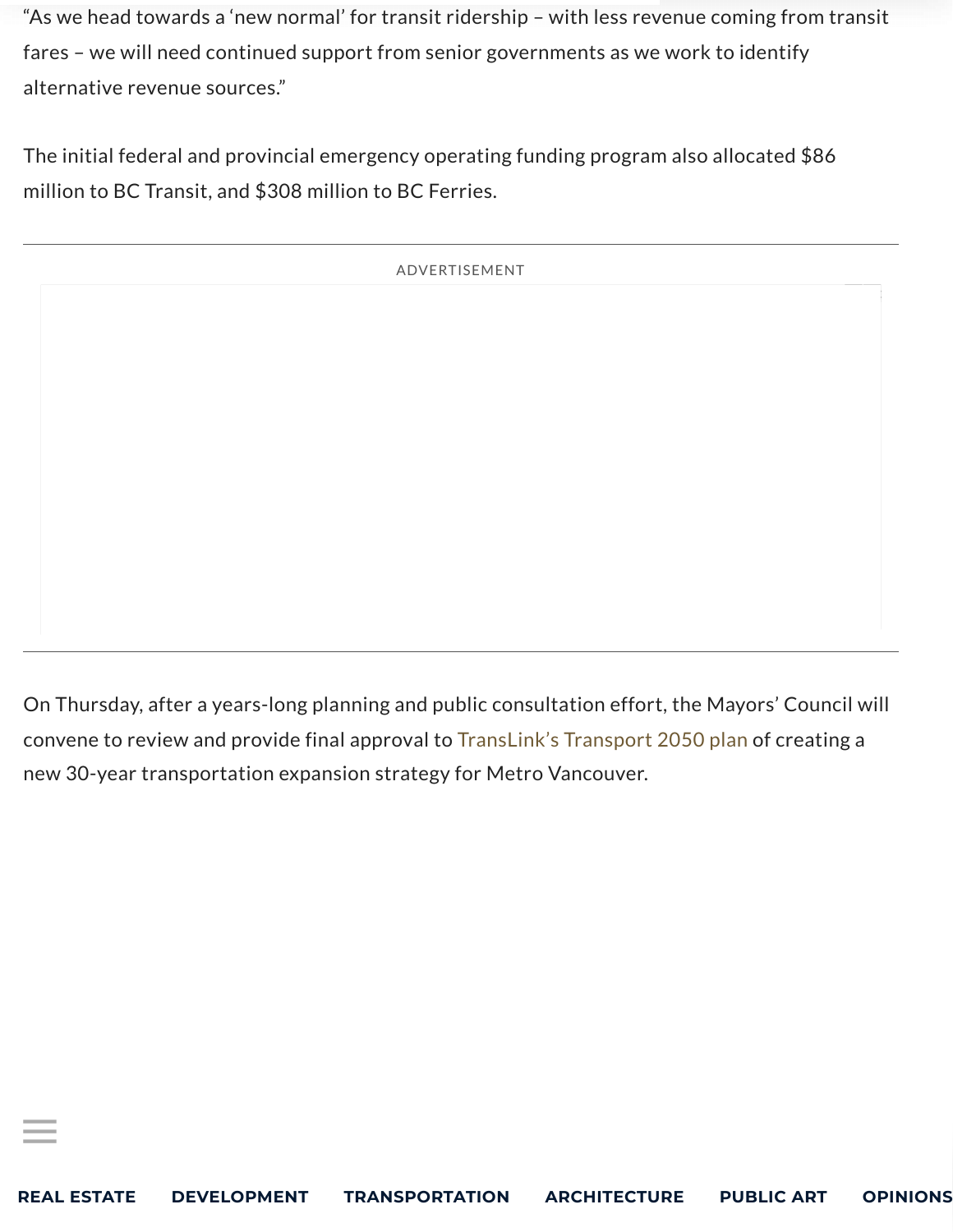"As we head towards a 'new normal' for transit ridership – with less revenue coming from transit fares – we will need continued support from senior governments as we work to identify alternative revenue sources."

The initial federal and provincial emergency operating funding program also allocated $86 million to BC Transit, and $308 million to BC Ferries.

On Thursday, after a years-long planning and public consultation effort, the Mayors' Council will convene to review and provide final approval to TransLink's Transport 2050 plan of creating a new 30-year transportation expansion strategy for Metro Vancouver.